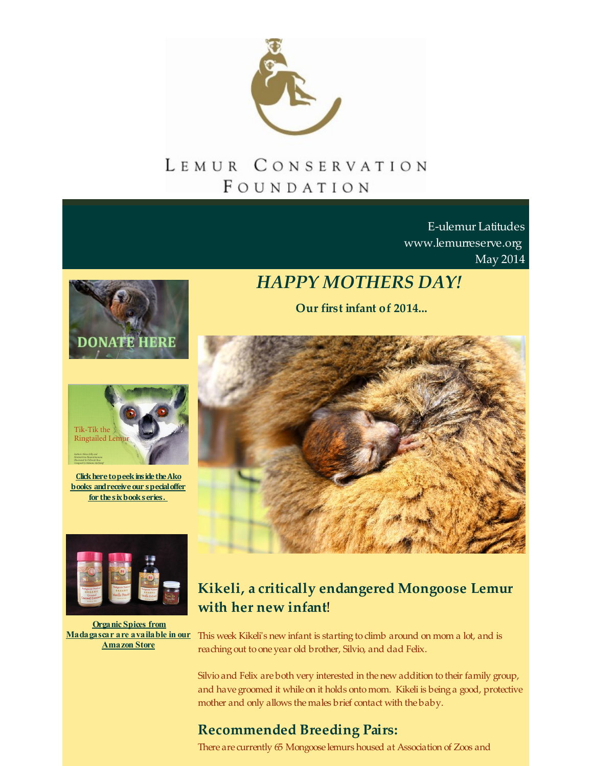LEMUR CONSERVATION FOUNDATION

E-ulemur Latitudes
www.lemurreserve.org
May 2014

DONATE HERE

Tik-Tik the Ringtailed Lemur

**Click here to peek inside the Ako books and receive our special offer for the six book series.**

**Organic Spices from Madagascar are available in our Amazon Store**

# *HAPPY MOTHERS DAY!*

**Our first infant of 2014...**

## Kikeli, a critically endangered Mongoose Lemur with her new infant!

This week Kikeli's new infant is starting to climb around on mom a lot, and is reaching out to one year old brother, Silvio, and dad Felix.

Silvio and Felix are both very interested in the new addition to their family group, and have groomed it while on it holds onto mom. Kikeli is being a good, protective mother and only allows the males brief contact with the baby.

## Recommended Breeding Pairs:

There are currently 65 Mongoose lemurs housed at Association of Zoos and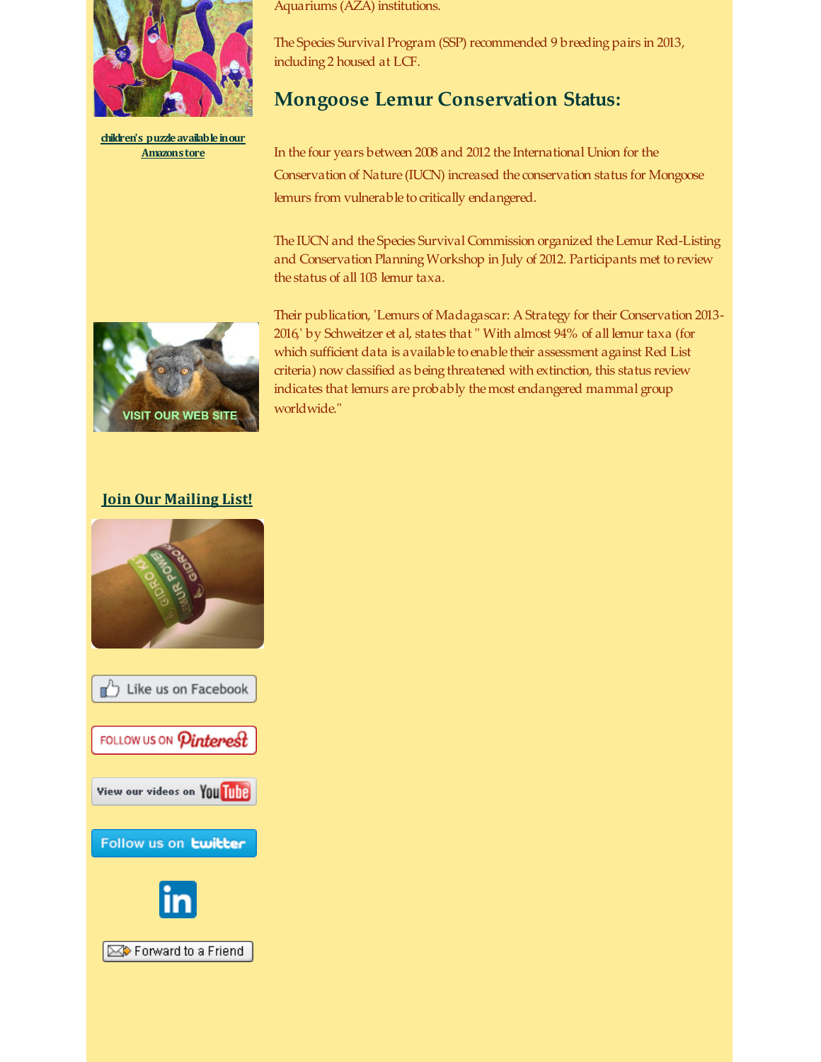Aquariums (AZA) institutions.

The Species Survival Program (SSP) recommended 9 breeding pairs in 2013, including 2 housed at LCF.

## Mongoose Lemur Conservation Status:

In the four years between 2008 and 2012 the International Union for the Conservation of Nature (IUCN) increased the conservation status for Mongoose lemurs from vulnerable to critically endangered.

The IUCN and the Species Survival Commission organized the Lemur Red-Listing and Conservation Planning Workshop in July of 2012. Participants met to review the status of all 103 lemur taxa.

Their publication, 'Lemurs of Madagascar: A Strategy for their Conservation 2013-2016,' by Schweitzer et al, states that " With almost 94% of all lemur taxa (for which sufficient data is available to enable their assessment against Red List criteria) now classified as being threatened with extinction, this status review indicates that lemurs are probably the most endangered mammal group worldwide."

children's puzzle available in our Amazon store

VISIT OUR WEB SITE

Join Our Mailing List!

Like us on Facebook

FOLLOW US ON Pinterest

View our videos on YouTube

Follow us on twitter

Forward to a Friend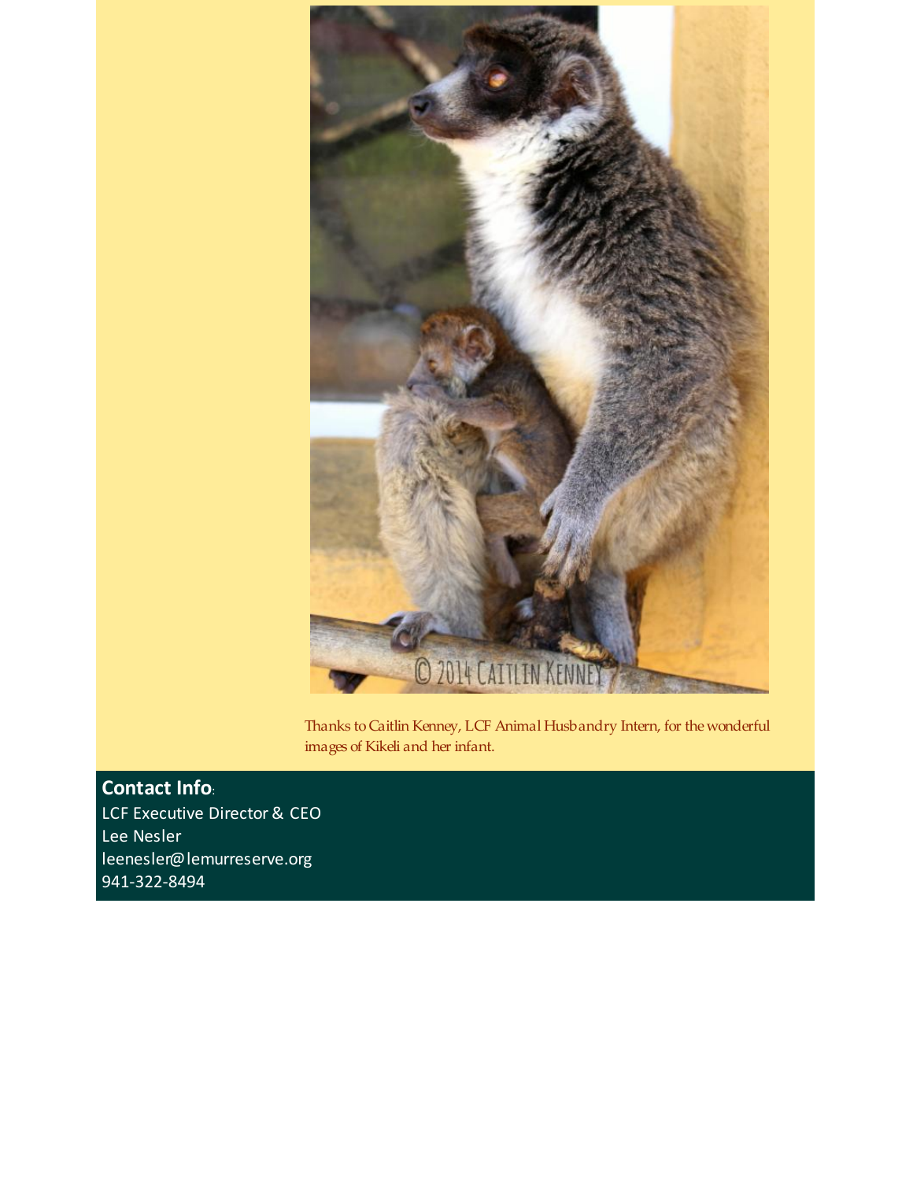Thanks to Caitlin Kenney, LCF Animal Husbandry Intern, for the wonderful images of Kikeli and her infant.

**Contact Info**:

LCF Executive Director & CEO
Lee Nesler
leenesler@lemurreserve.org
941-322-8494